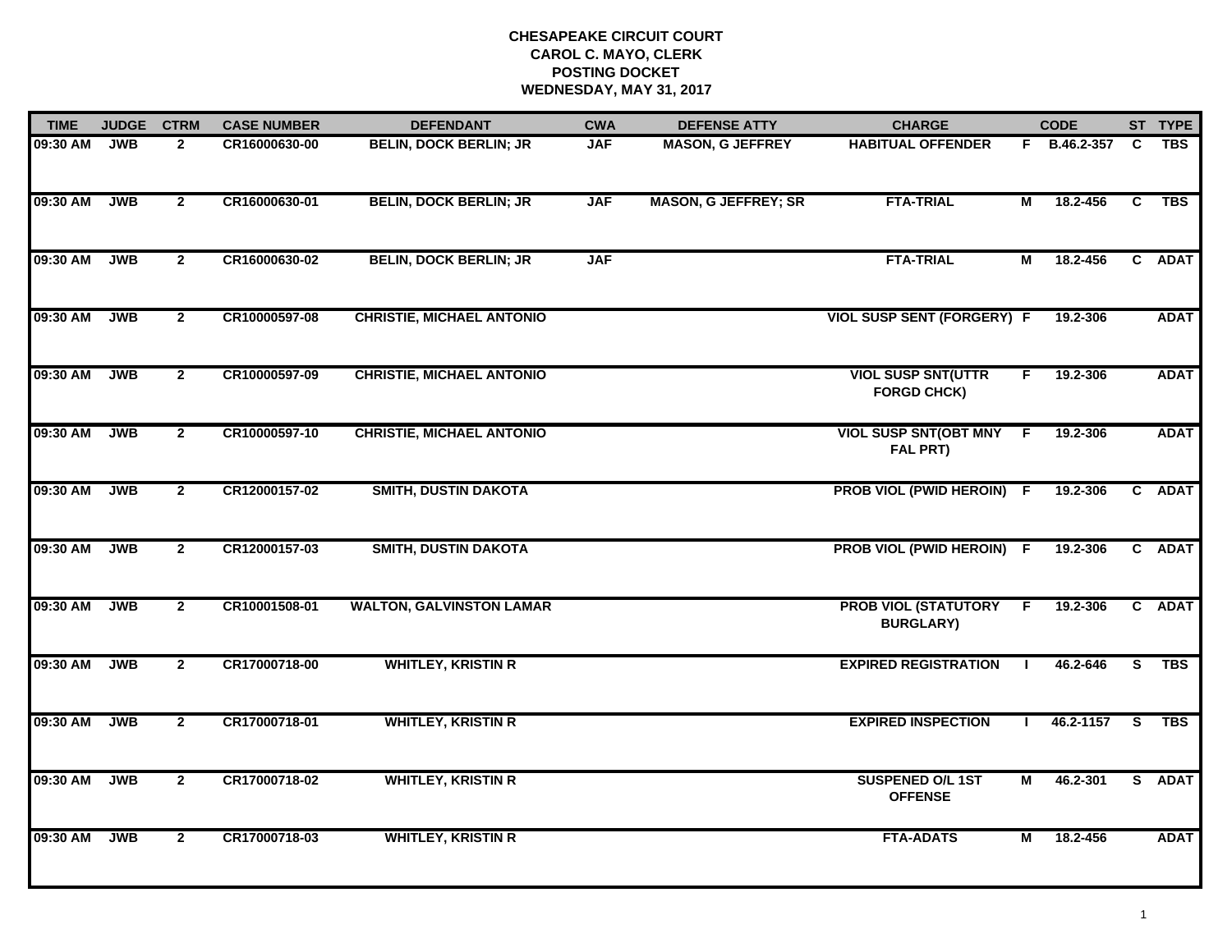**CHESAPEAKE CIRCUIT COURT**
**CAROL C. MAYO, CLERK**
**POSTING DOCKET**
**WEDNESDAY, MAY 31, 2017**

| TIME | JUDGE | CTRM | CASE NUMBER | DEFENDANT | CWA | DEFENSE ATTY | CHARGE | | CODE | ST | TYPE |
|---|---|---|---|---|---|---|---|---|---|---|---|
| 09:30 AM | JWB | 2 | CR16000630-00 | BELIN, DOCK BERLIN; JR | JAF | MASON, G JEFFREY | HABITUAL OFFENDER | F | B.46.2-357 | C | TBS |
| 09:30 AM | JWB | 2 | CR16000630-01 | BELIN, DOCK BERLIN; JR | JAF | MASON, G JEFFREY; SR | FTA-TRIAL | M | 18.2-456 | C | TBS |
| 09:30 AM | JWB | 2 | CR16000630-02 | BELIN, DOCK BERLIN; JR | JAF | | FTA-TRIAL | M | 18.2-456 | C | ADAT |
| 09:30 AM | JWB | 2 | CR10000597-08 | CHRISTIE, MICHAEL ANTONIO | | | VIOL SUSP SENT (FORGERY) | F | 19.2-306 | | ADAT |
| 09:30 AM | JWB | 2 | CR10000597-09 | CHRISTIE, MICHAEL ANTONIO | | | VIOL SUSP SNT(UTTR FORGD CHCK) | F | 19.2-306 | | ADAT |
| 09:30 AM | JWB | 2 | CR10000597-10 | CHRISTIE, MICHAEL ANTONIO | | | VIOL SUSP SNT(OBT MNY FAL PRT) | F | 19.2-306 | | ADAT |
| 09:30 AM | JWB | 2 | CR12000157-02 | SMITH, DUSTIN DAKOTA | | | PROB VIOL (PWID HEROIN) | F | 19.2-306 | C | ADAT |
| 09:30 AM | JWB | 2 | CR12000157-03 | SMITH, DUSTIN DAKOTA | | | PROB VIOL (PWID HEROIN) | F | 19.2-306 | C | ADAT |
| 09:30 AM | JWB | 2 | CR10001508-01 | WALTON, GALVINSTON LAMAR | | | PROB VIOL (STATUTORY BURGLARY) | F | 19.2-306 | C | ADAT |
| 09:30 AM | JWB | 2 | CR17000718-00 | WHITLEY, KRISTIN R | | | EXPIRED REGISTRATION | I | 46.2-646 | S | TBS |
| 09:30 AM | JWB | 2 | CR17000718-01 | WHITLEY, KRISTIN R | | | EXPIRED INSPECTION | I | 46.2-1157 | S | TBS |
| 09:30 AM | JWB | 2 | CR17000718-02 | WHITLEY, KRISTIN R | | | SUSPENED O/L 1ST OFFENSE | M | 46.2-301 | S | ADAT |
| 09:30 AM | JWB | 2 | CR17000718-03 | WHITLEY, KRISTIN R | | | FTA-ADATS | M | 18.2-456 | | ADAT |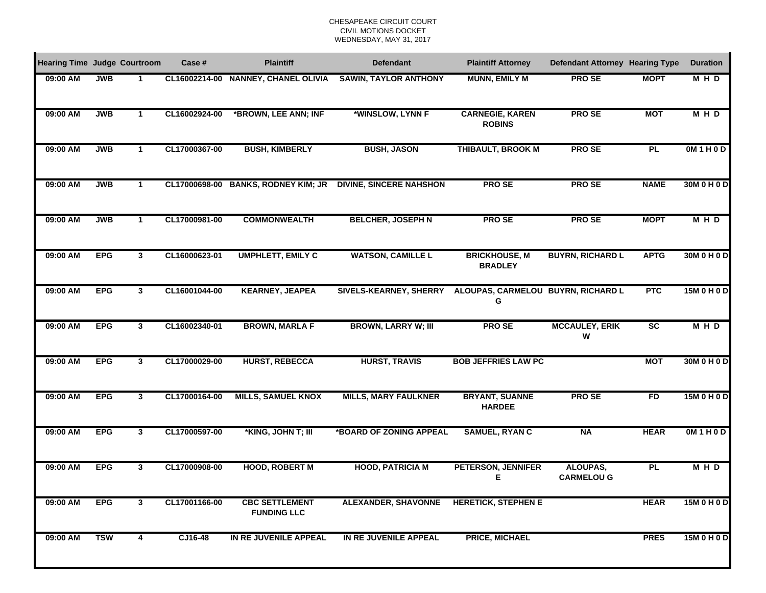CHESAPEAKE CIRCUIT COURT
CIVIL MOTIONS DOCKET
WEDNESDAY, MAY 31, 2017

| Hearing Time | Judge | Courtroom | Case # | Plaintiff | Defendant | Plaintiff Attorney | Defendant Attorney | Hearing Type | Duration |
|---|---|---|---|---|---|---|---|---|---|
| 09:00 AM | JWB | 1 | CL16002214-00 | NANNEY, CHANEL OLIVIA | SAWIN, TAYLOR ANTHONY | MUNN, EMILY M | PRO SE | MOPT | M H D |
| 09:00 AM | JWB | 1 | CL16002924-00 | *BROWN, LEE ANN; INF | *WINSLOW, LYNN F | CARNEGIE, KAREN ROBINS | PRO SE | MOT | M H D |
| 09:00 AM | JWB | 1 | CL17000367-00 | BUSH, KIMBERLY | BUSH, JASON | THIBAULT, BROOK M | PRO SE | PL | 0M 1 H 0 D |
| 09:00 AM | JWB | 1 | CL17000698-00 | BANKS, RODNEY KIM; JR | DIVINE, SINCERE NAHSHON | PRO SE | PRO SE | NAME | 30M 0 H 0 D |
| 09:00 AM | JWB | 1 | CL17000981-00 | COMMONWEALTH | BELCHER, JOSEPH N | PRO SE | PRO SE | MOPT | M H D |
| 09:00 AM | EPG | 3 | CL16000623-01 | UMPHLETT, EMILY C | WATSON, CAMILLE L | BRICKHOUSE, M BRADLEY | BUYRN, RICHARD L | APTG | 30M 0 H 0 D |
| 09:00 AM | EPG | 3 | CL16001044-00 | KEARNEY, JEAPEA | SIVELS-KEARNEY, SHERRY | ALOUPAS, CARMELOU G | BUYRN, RICHARD L | PTC | 15M 0 H 0 D |
| 09:00 AM | EPG | 3 | CL16002340-01 | BROWN, MARLA F | BROWN, LARRY W; III | PRO SE | MCCAULEY, ERIK W | SC | M H D |
| 09:00 AM | EPG | 3 | CL17000029-00 | HURST, REBECCA | HURST, TRAVIS | BOB JEFFRIES LAW PC | | MOT | 30M 0 H 0 D |
| 09:00 AM | EPG | 3 | CL17000164-00 | MILLS, SAMUEL KNOX | MILLS, MARY FAULKNER | BRYANT, SUANNE HARDEE | PRO SE | FD | 15M 0 H 0 D |
| 09:00 AM | EPG | 3 | CL17000597-00 | *KING, JOHN T; III | *BOARD OF ZONING APPEAL | SAMUEL, RYAN C | NA | HEAR | 0M 1 H 0 D |
| 09:00 AM | EPG | 3 | CL17000908-00 | HOOD, ROBERT M | HOOD, PATRICIA M | PETERSON, JENNIFER E | ALOUPAS, CARMELOU G | PL | M H D |
| 09:00 AM | EPG | 3 | CL17001166-00 | CBC SETTLEMENT FUNDING LLC | ALEXANDER, SHAVONNE | HERETICK, STEPHEN E | | HEAR | 15M 0 H 0 D |
| 09:00 AM | TSW | 4 | CJ16-48 | IN RE JUVENILE APPEAL | IN RE JUVENILE APPEAL | PRICE, MICHAEL | | PRES | 15M 0 H 0 D |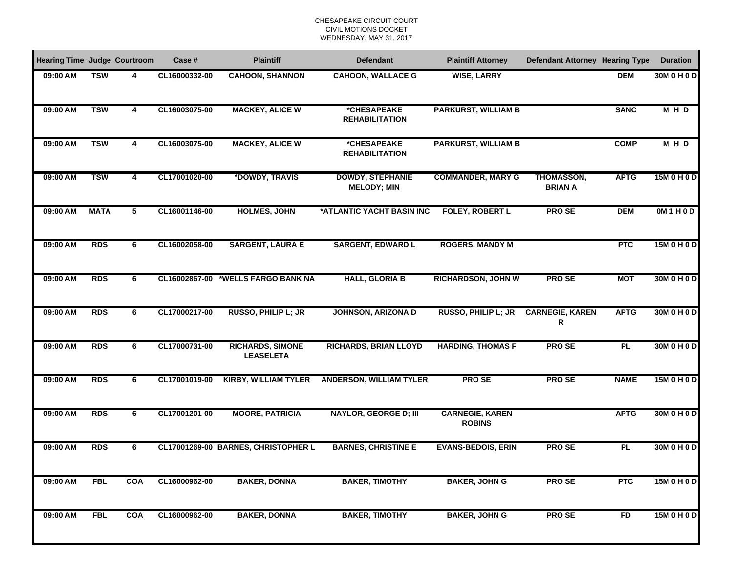CHESAPEAKE CIRCUIT COURT
CIVIL MOTIONS DOCKET
WEDNESDAY, MAY 31, 2017

| Hearing Time | Judge | Courtroom | Case # | Plaintiff | Defendant | Plaintiff Attorney | Defendant Attorney | Hearing Type | Duration |
|---|---|---|---|---|---|---|---|---|---|
| 09:00 AM | TSW | 4 | CL16000332-00 | CAHOON, SHANNON | CAHOON, WALLACE G | WISE, LARRY | | DEM | 30M 0 H 0 D |
| 09:00 AM | TSW | 4 | CL16003075-00 | MACKEY, ALICE W | *CHESAPEAKE REHABILITATION | PARKURST, WILLIAM B | | SANC | M H D |
| 09:00 AM | TSW | 4 | CL16003075-00 | MACKEY, ALICE W | *CHESAPEAKE REHABILITATION | PARKURST, WILLIAM B | | COMP | M H D |
| 09:00 AM | TSW | 4 | CL17001020-00 | *DOWDY, TRAVIS | DOWDY, STEPHANIE MELODY; MIN | COMMANDER, MARY G | THOMASSON, BRIAN A | APTG | 15M 0 H 0 D |
| 09:00 AM | MATA | 5 | CL16001146-00 | HOLMES, JOHN | *ATLANTIC YACHT BASIN INC | FOLEY, ROBERT L | PRO SE | DEM | 0M 1 H 0 D |
| 09:00 AM | RDS | 6 | CL16002058-00 | SARGENT, LAURA E | SARGENT, EDWARD L | ROGERS, MANDY M | | PTC | 15M 0 H 0 D |
| 09:00 AM | RDS | 6 | CL16002867-00 | *WELLS FARGO BANK NA | HALL, GLORIA B | RICHARDSON, JOHN W | PRO SE | MOT | 30M 0 H 0 D |
| 09:00 AM | RDS | 6 | CL17000217-00 | RUSSO, PHILIP L; JR | JOHNSON, ARIZONA D | RUSSO, PHILIP L; JR | CARNEGIE, KAREN R | APTG | 30M 0 H 0 D |
| 09:00 AM | RDS | 6 | CL17000731-00 | RICHARDS, SIMONE LEASELETA | RICHARDS, BRIAN LLOYD | HARDING, THOMAS F | PRO SE | PL | 30M 0 H 0 D |
| 09:00 AM | RDS | 6 | CL17001019-00 | KIRBY, WILLIAM TYLER | ANDERSON, WILLIAM TYLER | PRO SE | PRO SE | NAME | 15M 0 H 0 D |
| 09:00 AM | RDS | 6 | CL17001201-00 | MOORE, PATRICIA | NAYLOR, GEORGE D; III | CARNEGIE, KAREN ROBINS | | APTG | 30M 0 H 0 D |
| 09:00 AM | RDS | 6 | CL17001269-00 | BARNES, CHRISTOPHER L | BARNES, CHRISTINE E | EVANS-BEDOIS, ERIN | PRO SE | PL | 30M 0 H 0 D |
| 09:00 AM | FBL | COA | CL16000962-00 | BAKER, DONNA | BAKER, TIMOTHY | BAKER, JOHN G | PRO SE | PTC | 15M 0 H 0 D |
| 09:00 AM | FBL | COA | CL16000962-00 | BAKER, DONNA | BAKER, TIMOTHY | BAKER, JOHN G | PRO SE | FD | 15M 0 H 0 D |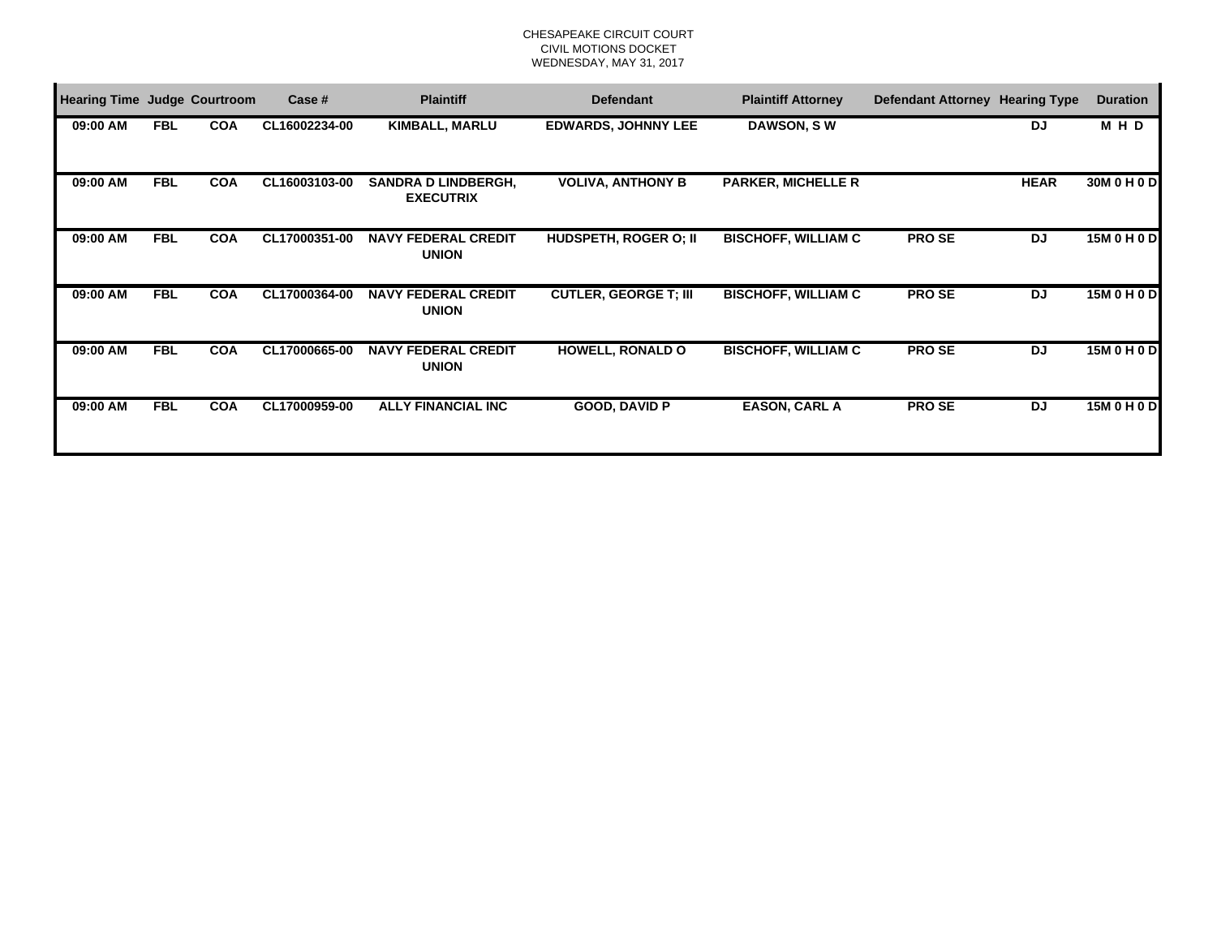CHESAPEAKE CIRCUIT COURT
CIVIL MOTIONS DOCKET
WEDNESDAY, MAY 31, 2017

| Hearing Time | Judge | Courtroom | Case # | Plaintiff | Defendant | Plaintiff Attorney | Defendant Attorney | Hearing Type | Duration |
|---|---|---|---|---|---|---|---|---|---|
| 09:00 AM | FBL | COA | CL16002234-00 | KIMBALL, MARLU | EDWARDS, JOHNNY LEE | DAWSON, S W | | DJ | M H D |
| 09:00 AM | FBL | COA | CL16003103-00 | SANDRA D LINDBERGH, EXECUTRIX | VOLIVA, ANTHONY B | PARKER, MICHELLE R | | HEAR | 30M 0 H 0 D |
| 09:00 AM | FBL | COA | CL17000351-00 | NAVY FEDERAL CREDIT UNION | HUDSPETH, ROGER O; II | BISCHOFF, WILLIAM C | PRO SE | DJ | 15M 0 H 0 D |
| 09:00 AM | FBL | COA | CL17000364-00 | NAVY FEDERAL CREDIT UNION | CUTLER, GEORGE T; III | BISCHOFF, WILLIAM C | PRO SE | DJ | 15M 0 H 0 D |
| 09:00 AM | FBL | COA | CL17000665-00 | NAVY FEDERAL CREDIT UNION | HOWELL, RONALD O | BISCHOFF, WILLIAM C | PRO SE | DJ | 15M 0 H 0 D |
| 09:00 AM | FBL | COA | CL17000959-00 | ALLY FINANCIAL INC | GOOD, DAVID P | EASON, CARL A | PRO SE | DJ | 15M 0 H 0 D |